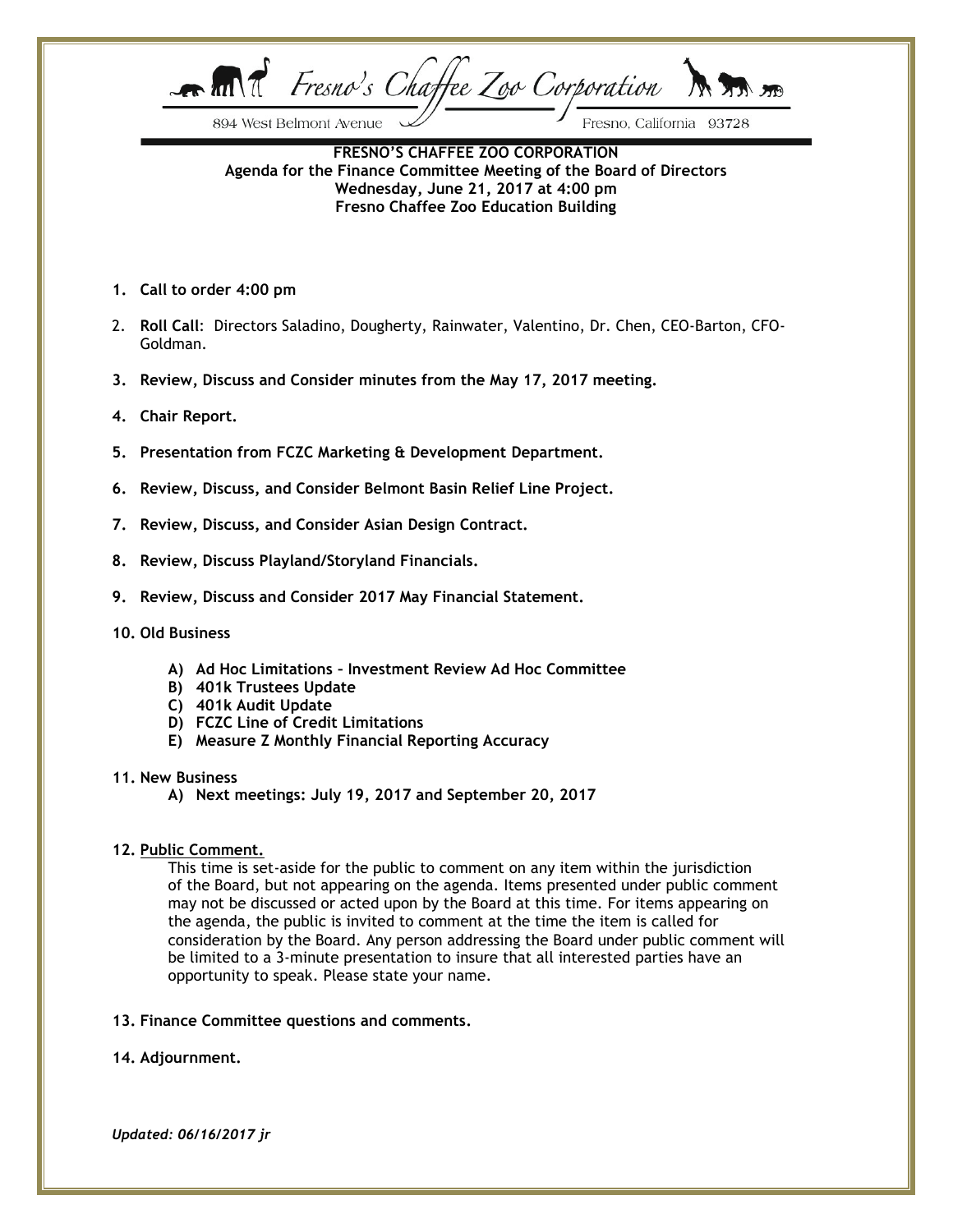Fresno's Chaffee Zoo Corporation

894 West Belmont Avenue Fresno, California 93728

**FRESNO'S CHAFFEE ZOO CORPORATION**
**Agenda for the Finance Committee Meeting of the Board of Directors**
**Wednesday, June 21, 2017 at 4:00 pm**
**Fresno Chaffee Zoo Education Building**

1. **Call to order 4:00 pm**
2. **Roll Call**: Directors Saladino, Dougherty, Rainwater, Valentino, Dr. Chen, CEO-Barton, CFO-Goldman.
3. **Review, Discuss and Consider minutes from the May 17, 2017 meeting.**
4. **Chair Report.**
5. **Presentation from FCZC Marketing & Development Department.**
6. **Review, Discuss, and Consider Belmont Basin Relief Line Project.**
7. **Review, Discuss, and Consider Asian Design Contract.**
8. **Review, Discuss Playland/Storyland Financials.**
9. **Review, Discuss and Consider 2017 May Financial Statement.**
10. **Old Business**
    - **A) Ad Hoc Limitations – Investment Review Ad Hoc Committee**
    - **B) 401k Trustees Update**
    - **C) 401k Audit Update**
    - **D) FCZC Line of Credit Limitations**
    - **E) Measure Z Monthly Financial Reporting Accuracy**
11. **New Business**
    - **A) Next meetings: July 19, 2017 and September 20, 2017**
12. **Public Comment.**
    This time is set-aside for the public to comment on any item within the jurisdiction of the Board, but not appearing on the agenda. Items presented under public comment may not be discussed or acted upon by the Board at this time. For items appearing on the agenda, the public is invited to comment at the time the item is called for consideration by the Board. Any person addressing the Board under public comment will be limited to a 3-minute presentation to insure that all interested parties have an opportunity to speak. Please state your name.
13. **Finance Committee questions and comments.**
14. **Adjournment.**

***Updated: 06/16/2017 jr***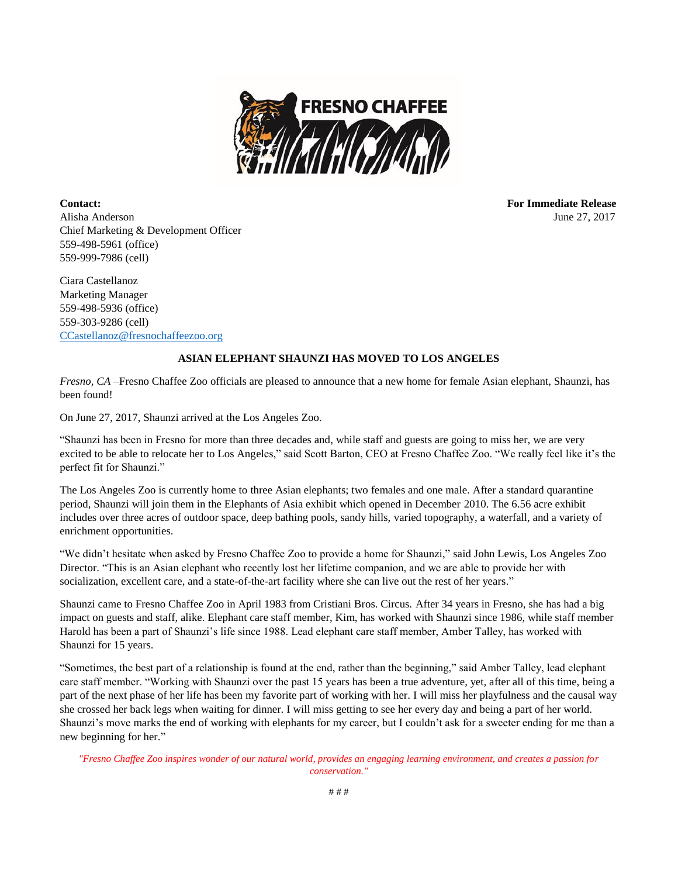**Contact:**
Alisha Anderson
Chief Marketing & Development Officer
559-498-5961 (office)
559-999-7986 (cell)

Ciara Castellanoz
Marketing Manager
559-498-5936 (office)
559-303-9286 (cell)
CCastellanoz@fresnochaffeezoo.org

**For Immediate Release**
June 27, 2017

**ASIAN ELEPHANT SHAUNZI HAS MOVED TO LOS ANGELES**

*Fresno, CA* –Fresno Chaffee Zoo officials are pleased to announce that a new home for female Asian elephant, Shaunzi, has been found!

On June 27, 2017, Shaunzi arrived at the Los Angeles Zoo.

"Shaunzi has been in Fresno for more than three decades and, while staff and guests are going to miss her, we are very excited to be able to relocate her to Los Angeles," said Scott Barton, CEO at Fresno Chaffee Zoo. "We really feel like it's the perfect fit for Shaunzi."

The Los Angeles Zoo is currently home to three Asian elephants; two females and one male. After a standard quarantine period, Shaunzi will join them in the Elephants of Asia exhibit which opened in December 2010. The 6.56 acre exhibit includes over three acres of outdoor space, deep bathing pools, sandy hills, varied topography, a waterfall, and a variety of enrichment opportunities.

"We didn't hesitate when asked by Fresno Chaffee Zoo to provide a home for Shaunzi," said John Lewis, Los Angeles Zoo Director. "This is an Asian elephant who recently lost her lifetime companion, and we are able to provide her with socialization, excellent care, and a state-of-the-art facility where she can live out the rest of her years."

Shaunzi came to Fresno Chaffee Zoo in April 1983 from Cristiani Bros. Circus. After 34 years in Fresno, she has had a big impact on guests and staff, alike. Elephant care staff member, Kim, has worked with Shaunzi since 1986, while staff member Harold has been a part of Shaunzi's life since 1988. Lead elephant care staff member, Amber Talley, has worked with Shaunzi for 15 years.

"Sometimes, the best part of a relationship is found at the end, rather than the beginning," said Amber Talley, lead elephant care staff member. "Working with Shaunzi over the past 15 years has been a true adventure, yet, after all of this time, being a part of the next phase of her life has been my favorite part of working with her. I will miss her playfulness and the causal way she crossed her back legs when waiting for dinner. I will miss getting to see her every day and being a part of her world. Shaunzi's move marks the end of working with elephants for my career, but I couldn't ask for a sweeter ending for me than a new beginning for her."

*"Fresno Chaffee Zoo inspires wonder of our natural world, provides an engaging learning environment, and creates a passion for conservation."*

# # #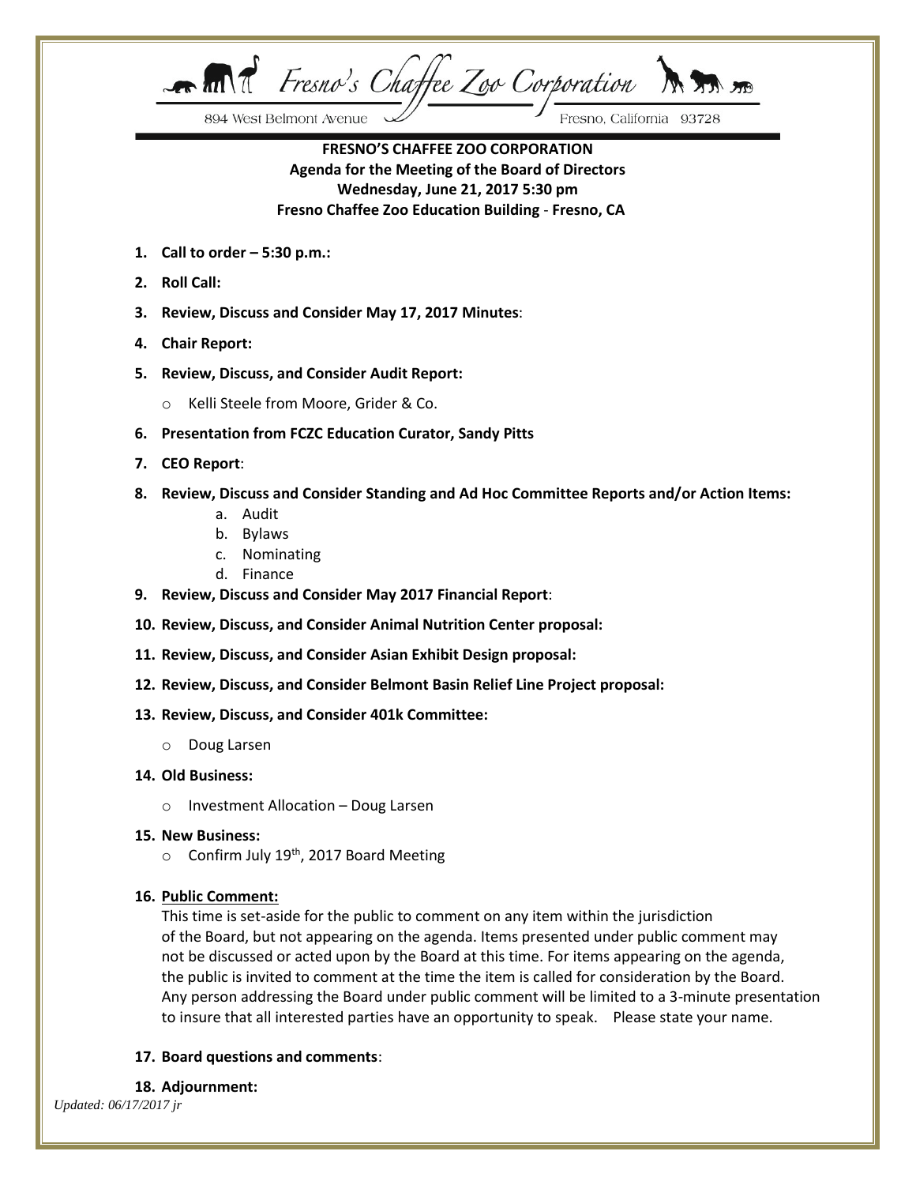Fresno's Chaffee Zoo Corporation

894 West Belmont Avenue — Fresno, California 93728

**FRESNO'S CHAFFEE ZOO CORPORATION**
**Agenda for the Meeting of the Board of Directors**
**Wednesday, June 21, 2017 5:30 pm**
**Fresno Chaffee Zoo Education Building - Fresno, CA**

1. **Call to order – 5:30 p.m.:**
2. **Roll Call:**
3. **Review, Discuss and Consider May 17, 2017 Minutes**:
4. **Chair Report:**
5. **Review, Discuss, and Consider Audit Report:**
   - Kelli Steele from Moore, Grider & Co.
6. **Presentation from FCZC Education Curator, Sandy Pitts**
7. **CEO Report**:
8. **Review, Discuss and Consider Standing and Ad Hoc Committee Reports and/or Action Items:**
   a. Audit
   b. Bylaws
   c. Nominating
   d. Finance
9. **Review, Discuss and Consider May 2017 Financial Report**:
10. **Review, Discuss, and Consider Animal Nutrition Center proposal:**
11. **Review, Discuss, and Consider Asian Exhibit Design proposal:**
12. **Review, Discuss, and Consider Belmont Basin Relief Line Project proposal:**
13. **Review, Discuss, and Consider 401k Committee:**
    - Doug Larsen
14. **Old Business:**
    - Investment Allocation – Doug Larsen
15. **New Business:**
    - Confirm July 19th, 2017 Board Meeting
16. **Public Comment:**

    This time is set-aside for the public to comment on any item within the jurisdiction of the Board, but not appearing on the agenda. Items presented under public comment may not be discussed or acted upon by the Board at this time. For items appearing on the agenda, the public is invited to comment at the time the item is called for consideration by the Board. Any person addressing the Board under public comment will be limited to a 3-minute presentation to insure that all interested parties have an opportunity to speak. Please state your name.

17. **Board questions and comments**:
18. **Adjournment:**

*Updated: 06/17/2017 jr*